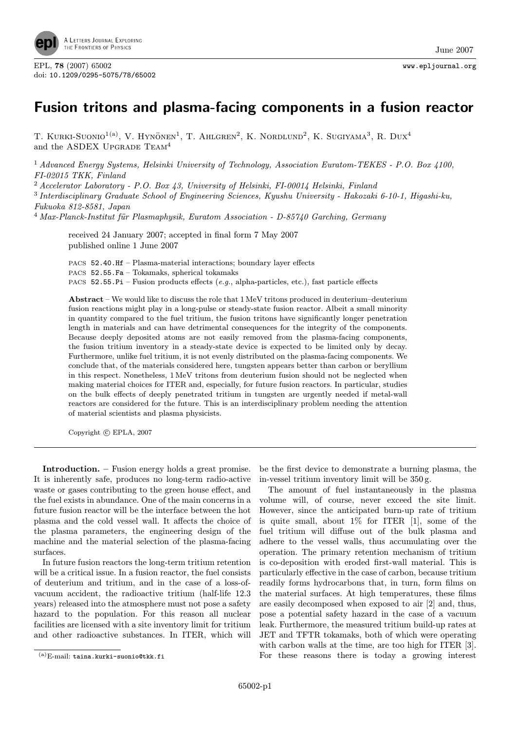# Fusion tritons and plasma-facing components in a fusion reactor

T. Kurki-Suonio[1(a)], V. Hynönen[1], T. Ahlgren[2], K. Nordlund[2], K. Sugiyama[3], R. Dux[4] and the ASDEX Upgrade Team[4]

[1] *Advanced Energy Systems, Helsinki University of Technology, Association Euratom-TEKES - P.O. Box 4100, FI-02015 TKK, Finland*

[2] *Accelerator Laboratory - P.O. Box 43, University of Helsinki, FI-00014 Helsinki, Finland*

[3] *Interdisciplinary Graduate School of Engineering Sciences, Kyushu University - Hakozaki 6-10-1, Higashi-ku, Fukuoka 812-8581, Japan*

[4] *Max-Planck-Institut für Plasmaphysik, Euratom Association - D-85740 Garching, Germany*

received 24 January 2007; accepted in final form 7 May 2007
published online 1 June 2007

PACS 52.40.Hf – Plasma-material interactions; boundary layer effects
PACS 52.55.Fa – Tokamaks, spherical tokamaks
PACS 52.55.Pi – Fusion products effects (*e.g.*, alpha-particles, etc.), fast particle effects

**Abstract** – We would like to discuss the role that 1 MeV tritons produced in deuterium–deuterium fusion reactions might play in a long-pulse or steady-state fusion reactor. Albeit a small minority in quantity compared to the fuel tritium, the fusion tritons have significantly longer penetration length in materials and can have detrimental consequences for the integrity of the components. Because deeply deposited atoms are not easily removed from the plasma-facing components, the fusion tritium inventory in a steady-state device is expected to be limited only by decay. Furthermore, unlike fuel tritium, it is not evenly distributed on the plasma-facing components. We conclude that, of the materials considered here, tungsten appears better than carbon or beryllium in this respect. Nonetheless, 1 MeV tritons from deuterium fusion should not be neglected when making material choices for ITER and, especially, for future fusion reactors. In particular, studies on the bulk effects of deeply penetrated tritium in tungsten are urgently needed if metal-wall reactors are considered for the future. This is an interdisciplinary problem needing the attention of material scientists and plasma physicists.

Copyright © EPLA, 2007

**Introduction.** – Fusion energy holds a great promise. It is inherently safe, produces no long-term radio-active waste or gases contributing to the green house effect, and the fuel exists in abundance. One of the main concerns in a future fusion reactor will be the interface between the hot plasma and the cold vessel wall. It affects the choice of the plasma parameters, the engineering design of the machine and the material selection of the plasma-facing surfaces.

In future fusion reactors the long-term tritium retention will be a critical issue. In a fusion reactor, the fuel consists of deuterium and tritium, and in the case of a loss-of-vacuum accident, the radioactive tritium (half-life 12.3 years) released into the atmosphere must not pose a safety hazard to the population. For this reason all nuclear facilities are licensed with a site inventory limit for tritium and other radioactive substances. In ITER, which will be the first device to demonstrate a burning plasma, the in-vessel tritium inventory limit will be 350 g.

The amount of fuel instantaneously in the plasma volume will, of course, never exceed the site limit. However, since the anticipated burn-up rate of tritium is quite small, about 1% for ITER [1], some of the fuel tritium will diffuse out of the bulk plasma and adhere to the vessel walls, thus accumulating over the operation. The primary retention mechanism of tritium is co-deposition with eroded first-wall material. This is particularly effective in the case of carbon, because tritium readily forms hydrocarbons that, in turn, form films on the material surfaces. At high temperatures, these films are easily decomposed when exposed to air [2] and, thus, pose a potential safety hazard in the case of a vacuum leak. Furthermore, the measured tritium build-up rates at JET and TFTR tokamaks, both of which were operating with carbon walls at the time, are too high for ITER [3]. For these reasons there is today a growing interest

(a) E-mail: taina.kurki-suonio@tkk.fi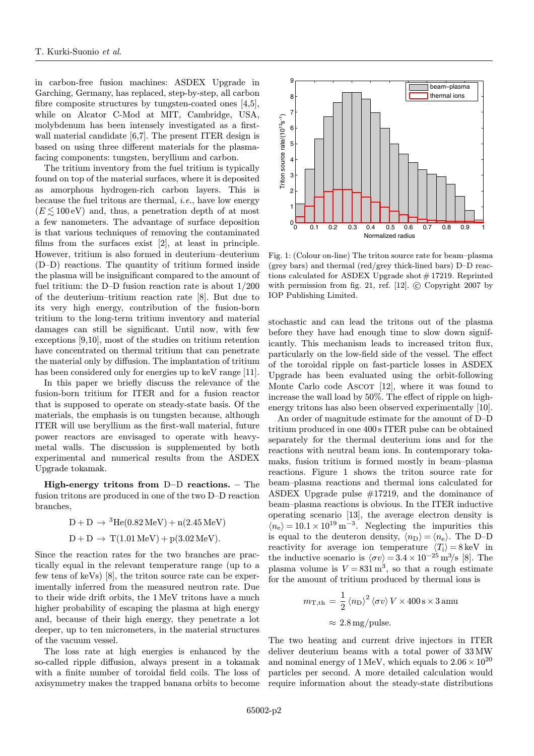in carbon-free fusion machines: ASDEX Upgrade in Garching, Germany, has replaced, step-by-step, all carbon fibre composite structures by tungsten-coated ones [4,5], while on Alcator C-Mod at MIT, Cambridge, USA, molybdenum has been intensely investigated as a first-wall material candidate [6,7]. The present ITER design is based on using three different materials for the plasma-facing components: tungsten, beryllium and carbon.

The tritium inventory from the fuel tritium is typically found on top of the material surfaces, where it is deposited as amorphous hydrogen-rich carbon layers. This is because the fuel tritons are thermal, *i.e.*, have low energy ($E \lesssim 100\,\mathrm{eV}$) and, thus, a penetration depth of at most a few nanometers. The advantage of surface deposition is that various techniques of removing the contaminated films from the surfaces exist [2], at least in principle. However, tritium is also formed in deuterium–deuterium (D–D) reactions. The quantity of tritium formed inside the plasma will be insignificant compared to the amount of fuel tritium: the D–D fusion reaction rate is about 1/200 of the deuterium–tritium reaction rate [8]. But due to its very high energy, contribution of the fusion-born tritium to the long-term tritium inventory and material damages can still be significant. Until now, with few exceptions [9,10], most of the studies on tritium retention have concentrated on thermal tritium that can penetrate the material only by diffusion. The implantation of tritium has been considered only for energies up to keV range [11].

In this paper we briefly discuss the relevance of the fusion-born tritium for ITER and for a fusion reactor that is supposed to operate on steady-state basis. Of the materials, the emphasis is on tungsten because, although ITER will use beryllium as the first-wall material, future power reactors are envisaged to operate with heavy-metal walls. The discussion is supplemented by both experimental and numerical results from the ASDEX Upgrade tokamak.

**High-energy tritons from D–D reactions.** – The fusion tritons are produced in one of the two D–D reaction branches,

$$\mathrm{D} + \mathrm{D} \rightarrow {}^{3}\mathrm{He}(0.82\,\mathrm{MeV}) + \mathrm{n}(2.45\,\mathrm{MeV})$$

$$\mathrm{D} + \mathrm{D} \rightarrow \mathrm{T}(1.01\,\mathrm{MeV}) + \mathrm{p}(3.02\,\mathrm{MeV}).$$

Since the reaction rates for the two branches are practically equal in the relevant temperature range (up to a few tens of keVs) [8], the triton source rate can be experimentally inferred from the measured neutron rate. Due to their wide drift orbits, the 1 MeV tritons have a much higher probability of escaping the plasma at high energy and, because of their high energy, they penetrate a lot deeper, up to ten micrometers, in the material structures of the vacuum vessel.

The loss rate at high energies is enhanced by the so-called ripple diffusion, always present in a tokamak with a finite number of toroidal field coils. The loss of axisymmetry makes the trapped banana orbits to become stochastic and can lead the tritons out of the plasma before they have had enough time to slow down significantly. This mechanism leads to increased triton flux, particularly on the low-field side of the vessel. The effect of the toroidal ripple on fast-particle losses in ASDEX Upgrade has been evaluated using the orbit-following Monte Carlo code ASCOT [12], where it was found to increase the wall load by 50%. The effect of ripple on high-energy tritons has also been observed experimentally [10].

Fig. 1: (Colour on-line) The triton source rate for beam–plasma (grey bars) and thermal (red/grey thick-lined bars) D–D reactions calculated for ASDEX Upgrade shot # 17219. Reprinted with permission from fig. 21, ref. [12]. © Copyright 2007 by IOP Publishing Limited.

An order of magnitude estimate for the amount of D–D tritium produced in one 400 s ITER pulse can be obtained separately for the thermal deuterium ions and for the reactions with neutral beam ions. In contemporary tokamaks, fusion tritium is formed mostly in beam–plasma reactions. Figure 1 shows the triton source rate for beam–plasma reactions and thermal ions calculated for ASDEX Upgrade pulse #17219, and the dominance of beam–plasma reactions is obvious. In the ITER inductive operating scenario [13], the average electron density is $\langle n_e \rangle = 10.1 \times 10^{19}\,\mathrm{m}^{-3}$. Neglecting the impurities this is equal to the deuteron density, $\langle n_\mathrm{D} \rangle = \langle n_e \rangle$. The D–D reactivity for average ion temperature $\langle T_\mathrm{i} \rangle = 8\,\mathrm{keV}$ in the inductive scenario is $\langle \sigma v \rangle = 3.4 \times 10^{-25}\,\mathrm{m}^3/\mathrm{s}$ [8]. The plasma volume is $V = 831\,\mathrm{m}^3$, so that a rough estimate for the amount of tritium produced by thermal ions is

$$m_{\mathrm{T,th}} = \frac{1}{2} \langle n_\mathrm{D} \rangle^2 \langle \sigma v \rangle \, V \times 400\,\mathrm{s} \times 3\,\mathrm{amu}$$

$$\approx 2.8\,\mathrm{mg/pulse}.$$

The two heating and current drive injectors in ITER deliver deuterium beams with a total power of 33 MW and nominal energy of 1 MeV, which equals to $2.06 \times 10^{20}$ particles per second. A more detailed calculation would require information about the steady-state distributions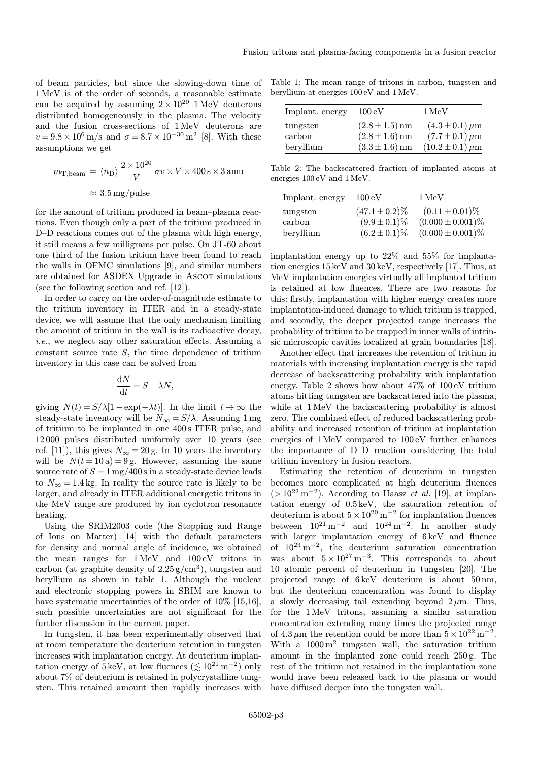of beam particles, but since the slowing-down time of 1 MeV is of the order of seconds, a reasonable estimate can be acquired by assuming $2\times10^{20}$ 1 MeV deuterons distributed homogeneously in the plasma. The velocity and the fusion cross-sections of 1 MeV deuterons are $v = 9.8\times10^{6}\,\mathrm{m/s}$ and $\sigma = 8.7\times10^{-30}\,\mathrm{m}^2$ [8]. With these assumptions we get

$$m_{\mathrm{T,beam}} = \langle n_{\mathrm{D}}\rangle \frac{2\times10^{20}}{V}\,\sigma v \times V \times 400\,\mathrm{s}\times 3\,\mathrm{amu}$$

$$\approx 3.5\,\mathrm{mg/pulse}$$

for the amount of tritium produced in beam–plasma reactions. Even though only a part of the tritium produced in D–D reactions comes out of the plasma with high energy, it still means a few milligrams per pulse. On JT-60 about one third of the fusion tritium have been found to reach the walls in OFMC simulations [9], and similar numbers are obtained for ASDEX Upgrade in ASCOT simulations (see the following section and ref. [12]).

In order to carry on the order-of-magnitude estimate to the tritium inventory in ITER and in a steady-state device, we will assume that the only mechanism limiting the amount of tritium in the wall is its radioactive decay, *i.e.*, we neglect any other saturation effects. Assuming a constant source rate $S$, the time dependence of tritium inventory in this case can be solved from

$$\frac{\mathrm{d}N}{\mathrm{d}t} = S - \lambda N,$$

giving $N(t) = S/\lambda[1-\exp(-\lambda t)]$. In the limit $t\to\infty$ the steady-state inventory will be $N_\infty = S/\lambda$. Assuming 1 mg of tritium to be implanted in one 400 s ITER pulse, and 12 000 pulses distributed uniformly over 10 years (see ref. [11]), this gives $N_\infty = 20\,\mathrm{g}$. In 10 years the inventory will be $N(t = 10\,\mathrm{a}) = 9\,\mathrm{g}$. However, assuming the same source rate of $S = 1\,\mathrm{mg}/400\,\mathrm{s}$ in a steady-state device leads to $N_\infty = 1.4\,\mathrm{kg}$. In reality the source rate is likely to be larger, and already in ITER additional energetic tritons in the MeV range are produced by ion cyclotron resonance heating.

Using the SRIM2003 code (the Stopping and Range of Ions on Matter) [14] with the default parameters for density and normal angle of incidence, we obtained the mean ranges for 1 MeV and 100 eV tritons in carbon (at graphite density of $2.25\,\mathrm{g/cm^3}$), tungsten and beryllium as shown in table 1. Although the nuclear and electronic stopping powers in SRIM are known to have systematic uncertainties of the order of 10% [15,16], such possible uncertainties are not significant for the further discussion in the current paper.

In tungsten, it has been experimentally observed that at room temperature the deuterium retention in tungsten increases with implantation energy. At deuterium implantation energy of 5 keV, at low fluences ($\lesssim 10^{21}\,\mathrm{m^{-2}}$) only about 7% of deuterium is retained in polycrystalline tungsten. This retained amount then rapidly increases with implantation energy up to 22% and 55% for implantation energies 15 keV and 30 keV, respectively [17]. Thus, at MeV implantation energies virtually all implanted tritium is retained at low fluences. There are two reasons for this: firstly, implantation with higher energy creates more implantation-induced damage to which tritium is trapped, and secondly, the deeper projected range increases the probability of tritium to be trapped in inner walls of intrinsic microscopic cavities localized at grain boundaries [18].

Table 1: The mean range of tritons in carbon, tungsten and beryllium at energies 100 eV and 1 MeV.

| Implant. energy | 100 eV | 1 MeV |
|---|---|---|
| tungsten | $(2.8\pm1.5)$ nm | $(4.3\pm0.1)\,\mu$m |
| carbon | $(2.8\pm1.6)$ nm | $(7.7\pm0.1)\,\mu$m |
| beryllium | $(3.3\pm1.6)$ nm | $(10.2\pm0.1)\,\mu$m |

Table 2: The backscattered fraction of implanted atoms at energies 100 eV and 1 MeV.

| Implant. energy | 100 eV | 1 MeV |
|---|---|---|
| tungsten | $(47.1\pm0.2)$% | $(0.11\pm0.01)$% |
| carbon | $(9.9\pm0.1)$% | $(0.000\pm0.001)$% |
| beryllium | $(6.2\pm0.1)$% | $(0.000\pm0.001)$% |

Another effect that increases the retention of tritium in materials with increasing implantation energy is the rapid decrease of backscattering probability with implantation energy. Table 2 shows how about 47% of 100 eV tritium atoms hitting tungsten are backscattered into the plasma, while at 1 MeV the backscattering probability is almost zero. The combined effect of reduced backscattering probability and increased retention of tritium at implantation energies of 1 MeV compared to 100 eV further enhances the importance of D–D reaction considering the total tritium inventory in fusion reactors.

Estimating the retention of deuterium in tungsten becomes more complicated at high deuterium fluences ($>10^{22}\,\mathrm{m^{-2}}$). According to Haasz *et al.* [19], at implantation energy of 0.5 keV, the saturation retention of deuterium is about $5\times10^{20}\,\mathrm{m^{-2}}$ for implantation fluences between $10^{21}\,\mathrm{m^{-2}}$ and $10^{24}\,\mathrm{m^{-2}}$. In another study with larger implantation energy of 6 keV and fluence of $10^{23}\,\mathrm{m^{-2}}$, the deuterium saturation concentration was about $5\times10^{27}\,\mathrm{m^{-3}}$. This corresponds to about 10 atomic percent of deuterium in tungsten [20]. The projected range of 6 keV deuterium is about 50 nm, but the deuterium concentration was found to display a slowly decreasing tail extending beyond $2\,\mu$m. Thus, for the 1 MeV tritons, assuming a similar saturation concentration extending many times the projected range of $4.3\,\mu$m the retention could be more than $5\times10^{22}\,\mathrm{m^{-2}}$. With a $1000\,\mathrm{m^2}$ tungsten wall, the saturation tritium amount in the implanted zone could reach 250 g. The rest of the tritium not retained in the implantation zone would have been released back to the plasma or would have diffused deeper into the tungsten wall.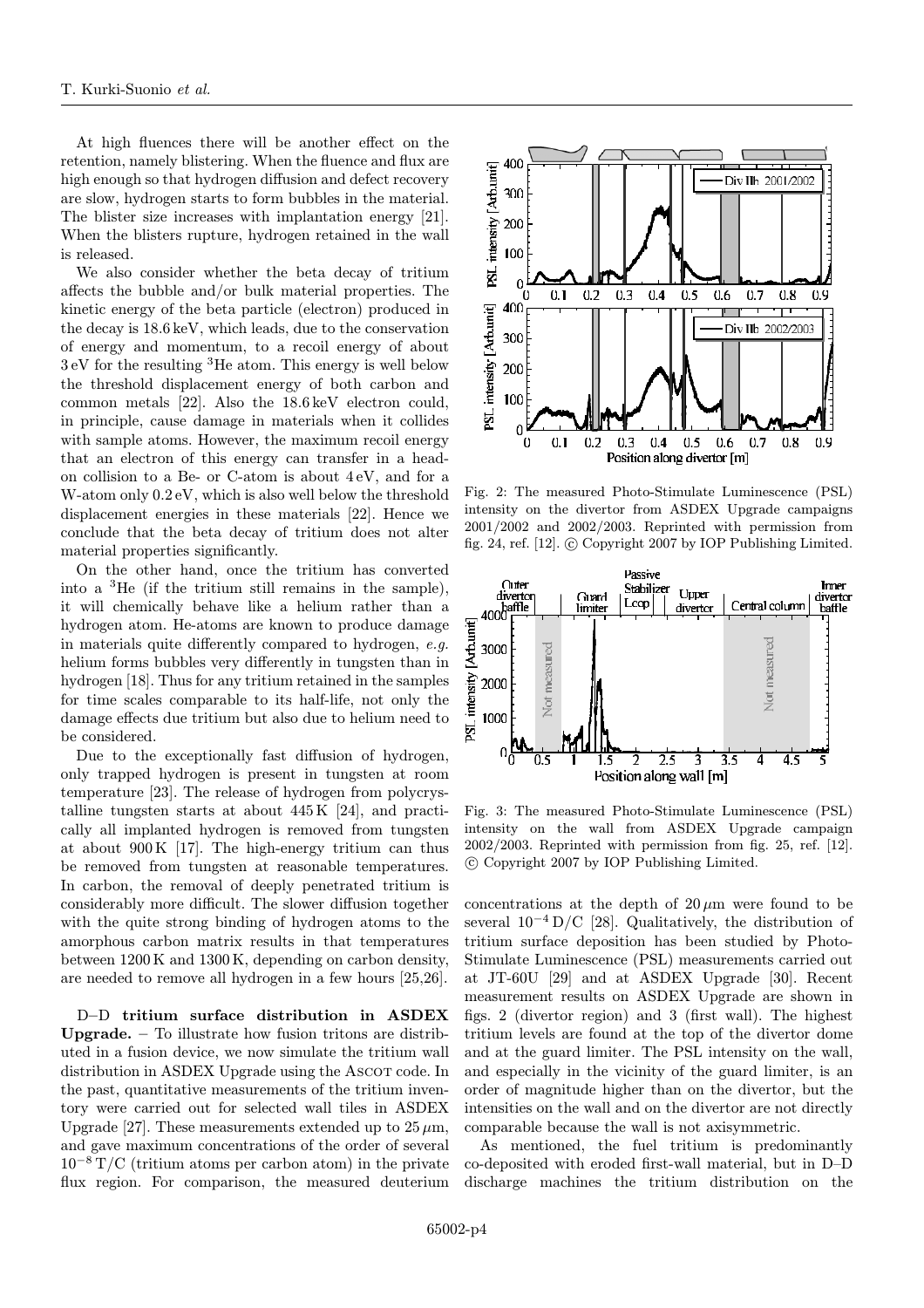At high fluences there will be another effect on the retention, namely blistering. When the fluence and flux are high enough so that hydrogen diffusion and defect recovery are slow, hydrogen starts to form bubbles in the material. The blister size increases with implantation energy [21]. When the blisters rupture, hydrogen retained in the wall is released.

We also consider whether the beta decay of tritium affects the bubble and/or bulk material properties. The kinetic energy of the beta particle (electron) produced in the decay is 18.6 keV, which leads, due to the conservation of energy and momentum, to a recoil energy of about 3 eV for the resulting $^3$He atom. This energy is well below the threshold displacement energy of both carbon and common metals [22]. Also the 18.6 keV electron could, in principle, cause damage in materials when it collides with sample atoms. However, the maximum recoil energy that an electron of this energy can transfer in a head-on collision to a Be- or C-atom is about 4 eV, and for a W-atom only 0.2 eV, which is also well below the threshold displacement energies in these materials [22]. Hence we conclude that the beta decay of tritium does not alter material properties significantly.

On the other hand, once the tritium has converted into a $^3$He (if the tritium still remains in the sample), it will chemically behave like a helium rather than a hydrogen atom. He-atoms are known to produce damage in materials quite differently compared to hydrogen, *e.g.* helium forms bubbles very differently in tungsten than in hydrogen [18]. Thus for any tritium retained in the samples for time scales comparable to its half-life, not only the damage effects due tritium but also due to helium need to be considered.

Due to the exceptionally fast diffusion of hydrogen, only trapped hydrogen is present in tungsten at room temperature [23]. The release of hydrogen from polycrystalline tungsten starts at about 445 K [24], and practically all implanted hydrogen is removed from tungsten at about 900 K [17]. The high-energy tritium can thus be removed from tungsten at reasonable temperatures. In carbon, the removal of deeply penetrated tritium is considerably more difficult. The slower diffusion together with the quite strong binding of hydrogen atoms to the amorphous carbon matrix results in that temperatures between 1200 K and 1300 K, depending on carbon density, are needed to remove all hydrogen in a few hours [25,26].

**D–D tritium surface distribution in ASDEX Upgrade.** – To illustrate how fusion tritons are distributed in a fusion device, we now simulate the tritium wall distribution in ASDEX Upgrade using the Ascot code. In the past, quantitative measurements of the tritium inventory were carried out for selected wall tiles in ASDEX Upgrade [27]. These measurements extended up to 25 $\mu$m, and gave maximum concentrations of the order of several $10^{-8}$ T/C (tritium atoms per carbon atom) in the private flux region. For comparison, the measured deuterium concentrations at the depth of 20 $\mu$m were found to be several $10^{-4}$ D/C [28]. Qualitatively, the distribution of tritium surface deposition has been studied by Photo-Stimulate Luminescence (PSL) measurements carried out at JT-60U [29] and at ASDEX Upgrade [30]. Recent measurement results on ASDEX Upgrade are shown in figs. 2 (divertor region) and 3 (first wall). The highest tritium levels are found at the top of the divertor dome and at the guard limiter. The PSL intensity on the wall, and especially in the vicinity of the guard limiter, is an order of magnitude higher than on the divertor, but the intensities on the wall and on the divertor are not directly comparable because the wall is not axisymmetric.

Fig. 2: The measured Photo-Stimulate Luminescence (PSL) intensity on the divertor from ASDEX Upgrade campaigns 2001/2002 and 2002/2003. Reprinted with permission from fig. 24, ref. [12]. © Copyright 2007 by IOP Publishing Limited.

Fig. 3: The measured Photo-Stimulate Luminescence (PSL) intensity on the wall from ASDEX Upgrade campaign 2002/2003. Reprinted with permission from fig. 25, ref. [12]. © Copyright 2007 by IOP Publishing Limited.

As mentioned, the fuel tritium is predominantly co-deposited with eroded first-wall material, but in D–D discharge machines the tritium distribution on the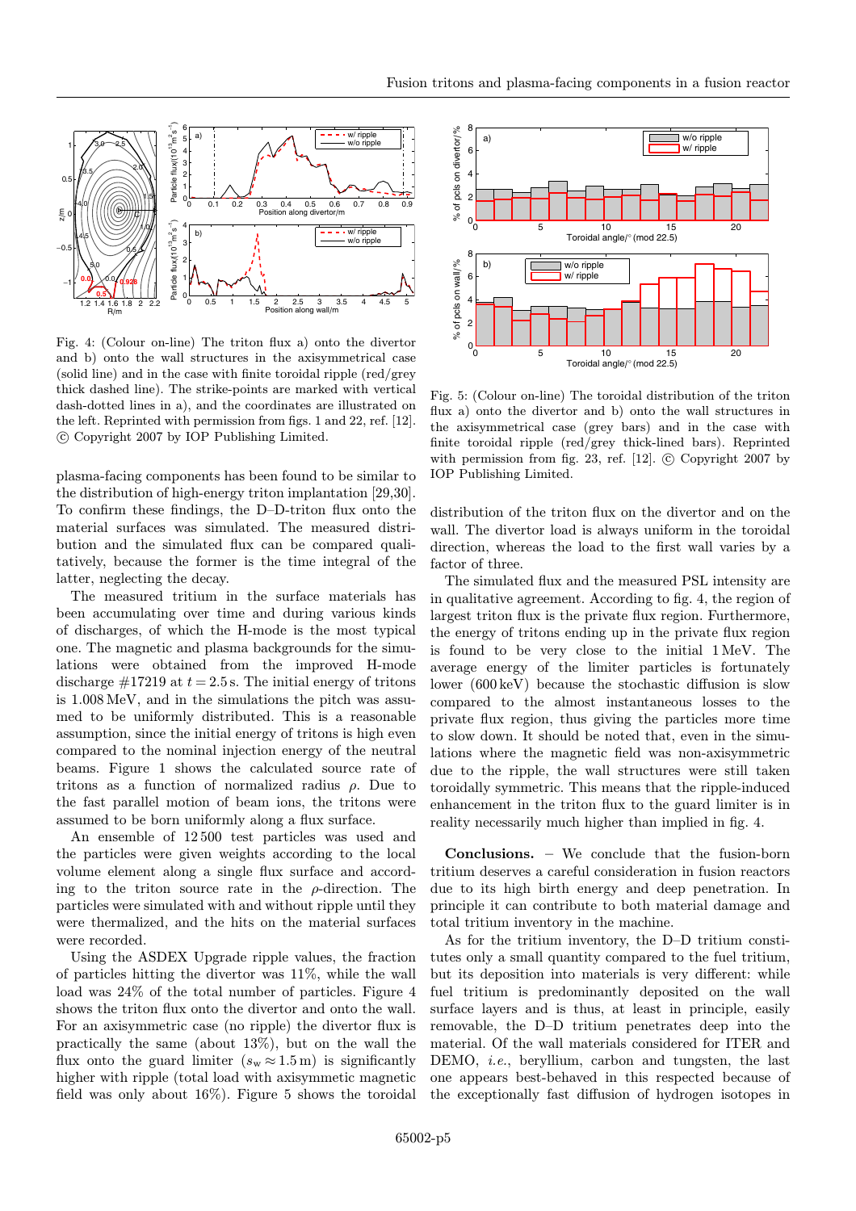Fig. 4: (Colour on-line) The triton flux a) onto the divertor and b) onto the wall structures in the axisymmetrical case (solid line) and in the case with finite toroidal ripple (red/grey thick dashed line). The strike-points are marked with vertical dash-dotted lines in a), and the coordinates are illustrated on the left. Reprinted with permission from figs. 1 and 22, ref. [12]. © Copyright 2007 by IOP Publishing Limited.

Fig. 5: (Colour on-line) The toroidal distribution of the triton flux a) onto the divertor and b) onto the wall structures in the axisymmetrical case (grey bars) and in the case with finite toroidal ripple (red/grey thick-lined bars). Reprinted with permission from fig. 23, ref. [12]. © Copyright 2007 by IOP Publishing Limited.

plasma-facing components has been found to be similar to the distribution of high-energy triton implantation [29,30]. To confirm these findings, the D–D-triton flux onto the material surfaces was simulated. The measured distribution and the simulated flux can be compared qualitatively, because the former is the time integral of the latter, neglecting the decay.

The measured tritium in the surface materials has been accumulating over time and during various kinds of discharges, of which the H-mode is the most typical one. The magnetic and plasma backgrounds for the simulations were obtained from the improved H-mode discharge #17219 at $t = 2.5$ s. The initial energy of tritons is 1.008 MeV, and in the simulations the pitch was assumed to be uniformly distributed. This is a reasonable assumption, since the initial energy of tritons is high even compared to the nominal injection energy of the neutral beams. Figure 1 shows the calculated source rate of tritons as a function of normalized radius $\rho$. Due to the fast parallel motion of beam ions, the tritons were assumed to be born uniformly along a flux surface.

An ensemble of 12 500 test particles was used and the particles were given weights according to the local volume element along a single flux surface and according to the triton source rate in the $\rho$-direction. The particles were simulated with and without ripple until they were thermalized, and the hits on the material surfaces were recorded.

Using the ASDEX Upgrade ripple values, the fraction of particles hitting the divertor was 11%, while the wall load was 24% of the total number of particles. Figure 4 shows the triton flux onto the divertor and onto the wall. For an axisymmetric case (no ripple) the divertor flux is practically the same (about 13%), but on the wall the flux onto the guard limiter ($s_{\mathrm{w}} \approx 1.5$ m) is significantly higher with ripple (total load with axisymmetic magnetic field was only about 16%). Figure 5 shows the toroidal distribution of the triton flux on the divertor and on the wall. The divertor load is always uniform in the toroidal direction, whereas the load to the first wall varies by a factor of three.

The simulated flux and the measured PSL intensity are in qualitative agreement. According to fig. 4, the region of largest triton flux is the private flux region. Furthermore, the energy of tritons ending up in the private flux region is found to be very close to the initial 1 MeV. The average energy of the limiter particles is fortunately lower (600 keV) because the stochastic diffusion is slow compared to the almost instantaneous losses to the private flux region, thus giving the particles more time to slow down. It should be noted that, even in the simulations where the magnetic field was non-axisymmetric due to the ripple, the wall structures were still taken toroidally symmetric. This means that the ripple-induced enhancement in the triton flux to the guard limiter is in reality necessarily much higher than implied in fig. 4.

**Conclusions.** – We conclude that the fusion-born tritium deserves a careful consideration in fusion reactors due to its high birth energy and deep penetration. In principle it can contribute to both material damage and total tritium inventory in the machine.

As for the tritium inventory, the D–D tritium constitutes only a small quantity compared to the fuel tritium, but its deposition into materials is very different: while fuel tritium is predominantly deposited on the wall surface layers and is thus, at least in principle, easily removable, the D–D tritium penetrates deep into the material. Of the wall materials considered for ITER and DEMO, *i.e.*, beryllium, carbon and tungsten, the last one appears best-behaved in this respected because of the exceptionally fast diffusion of hydrogen isotopes in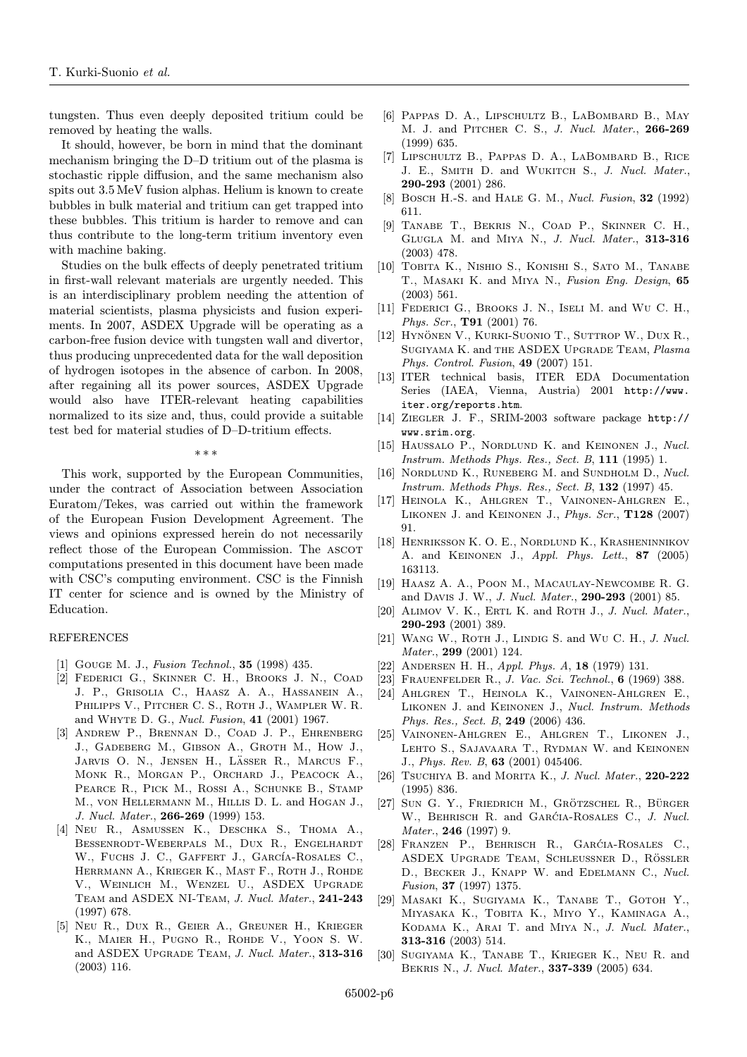tungsten. Thus even deeply deposited tritium could be removed by heating the walls.

It should, however, be born in mind that the dominant mechanism bringing the D–D tritium out of the plasma is stochastic ripple diffusion, and the same mechanism also spits out 3.5 MeV fusion alphas. Helium is known to create bubbles in bulk material and tritium can get trapped into these bubbles. This tritium is harder to remove and can thus contribute to the long-term tritium inventory even with machine baking.

Studies on the bulk effects of deeply penetrated tritium in first-wall relevant materials are urgently needed. This is an interdisciplinary problem needing the attention of material scientists, plasma physicists and fusion experiments. In 2007, ASDEX Upgrade will be operating as a carbon-free fusion device with tungsten wall and divertor, thus producing unprecedented data for the wall deposition of hydrogen isotopes in the absence of carbon. In 2008, after regaining all its power sources, ASDEX Upgrade would also have ITER-relevant heating capabilities normalized to its size and, thus, could provide a suitable test bed for material studies of D–D-tritium effects.

\* \* \*

This work, supported by the European Communities, under the contract of Association between Association Euratom/Tekes, was carried out within the framework of the European Fusion Development Agreement. The views and opinions expressed herein do not necessarily reflect those of the European Commission. The ASCOT computations presented in this document have been made with CSC's computing environment. CSC is the Finnish IT center for science and is owned by the Ministry of Education.

REFERENCES

[1] Gouge M. J., *Fusion Technol.*, **35** (1998) 435.

[2] Federici G., Skinner C. H., Brooks J. N., Coad J. P., Grisolia C., Haasz A. A., Hassanein A., Philipps V., Pitcher C. S., Roth J., Wampler W. R. and Whyte D. G., *Nucl. Fusion*, **41** (2001) 1967.

[3] Andrew P., Brennan D., Coad J. P., Ehrenberg J., Gadeberg M., Gibson A., Groth M., How J., Jarvis O. N., Jensen H., Lässer R., Marcus F., Monk R., Morgan P., Orchard J., Peacock A., Pearce R., Pick M., Rossi A., Schunke B., Stamp M., von Hellermann M., Hillis D. L. and Hogan J., *J. Nucl. Mater.*, **266-269** (1999) 153.

[4] Neu R., Asmussen K., Deschka S., Thoma A., Bessenrodt-Weberpals M., Dux R., Engelhardt W., Fuchs J. C., Gaffert J., García-Rosales C., Herrmann A., Krieger K., Mast F., Roth J., Rohde V., Weinlich M., Wenzel U., ASDEX Upgrade Team and ASDEX NI-Team, *J. Nucl. Mater.*, **241-243** (1997) 678.

[5] Neu R., Dux R., Geier A., Greuner H., Krieger K., Maier H., Pugno R., Rohde V., Yoon S. W. and ASDEX Upgrade Team, *J. Nucl. Mater.*, **313-316** (2003) 116.

[6] Pappas D. A., Lipschultz B., LaBombard B., May M. J. and Pitcher C. S., *J. Nucl. Mater.*, **266-269** (1999) 635.

[7] Lipschultz B., Pappas D. A., LaBombard B., Rice J. E., Smith D. and Wukitch S., *J. Nucl. Mater.*, **290-293** (2001) 286.

[8] Bosch H.-S. and Hale G. M., *Nucl. Fusion*, **32** (1992) 611.

[9] Tanabe T., Bekris N., Coad P., Skinner C. H., Glugla M. and Miya N., *J. Nucl. Mater.*, **313-316** (2003) 478.

[10] Tobita K., Nishio S., Konishi S., Sato M., Tanabe T., Masaki K. and Miya N., *Fusion Eng. Design*, **65** (2003) 561.

[11] Federici G., Brooks J. N., Iseli M. and Wu C. H., *Phys. Scr.*, **T91** (2001) 76.

[12] Hynönen V., Kurki-Suonio T., Suttrop W., Dux R., Sugiyama K. and the ASDEX Upgrade Team, *Plasma Phys. Control. Fusion*, **49** (2007) 151.

[13] ITER technical basis, ITER EDA Documentation Series (IAEA, Vienna, Austria) 2001 http://www.iter.org/reports.htm.

[14] Ziegler J. F., SRIM-2003 software package http://www.srim.org.

[15] Haussalo P., Nordlund K. and Keinonen J., *Nucl. Instrum. Methods Phys. Res., Sect. B*, **111** (1995) 1.

[16] Nordlund K., Runeberg M. and Sundholm D., *Nucl. Instrum. Methods Phys. Res., Sect. B*, **132** (1997) 45.

[17] Heinola K., Ahlgren T., Vainonen-Ahlgren E., Likonen J. and Keinonen J., *Phys. Scr.*, **T128** (2007) 91.

[18] Henriksson K. O. E., Nordlund K., Krasheninnikov A. and Keinonen J., *Appl. Phys. Lett.*, **87** (2005) 163113.

[19] Haasz A. A., Poon M., Macaulay-Newcombe R. G. and Davis J. W., *J. Nucl. Mater.*, **290-293** (2001) 85.

[20] Alimov V. K., Ertl K. and Roth J., *J. Nucl. Mater.*, **290-293** (2001) 389.

[21] Wang W., Roth J., Lindig S. and Wu C. H., *J. Nucl. Mater.*, **299** (2001) 124.

[22] Andersen H. H., *Appl. Phys. A*, **18** (1979) 131.

[23] Frauenfelder R., *J. Vac. Sci. Technol.*, **6** (1969) 388.

[24] Ahlgren T., Heinola K., Vainonen-Ahlgren E., Likonen J. and Keinonen J., *Nucl. Instrum. Methods Phys. Res., Sect. B*, **249** (2006) 436.

[25] Vainonen-Ahlgren E., Ahlgren T., Likonen J., Lehto S., Sajavaara T., Rydman W. and Keinonen J., *Phys. Rev. B*, **63** (2001) 045406.

[26] Tsuchiya B. and Morita K., *J. Nucl. Mater.*, **220-222** (1995) 836.

[27] Sun G. Y., Friedrich M., Grötzschel R., Bürger W., Behrisch R. and Garćia-Rosales C., *J. Nucl. Mater.*, **246** (1997) 9.

[28] Franzen P., Behrisch R., Garćia-Rosales C., ASDEX Upgrade Team, Schleussner D., Rössler D., Becker J., Knapp W. and Edelmann C., *Nucl. Fusion*, **37** (1997) 1375.

[29] Masaki K., Sugiyama K., Tanabe T., Gotoh Y., Miyasaka K., Tobita K., Miyo Y., Kaminaga A., Kodama K., Arai T. and Miya N., *J. Nucl. Mater.*, **313-316** (2003) 514.

[30] Sugiyama K., Tanabe T., Krieger K., Neu R. and Bekris N., *J. Nucl. Mater.*, **337-339** (2005) 634.